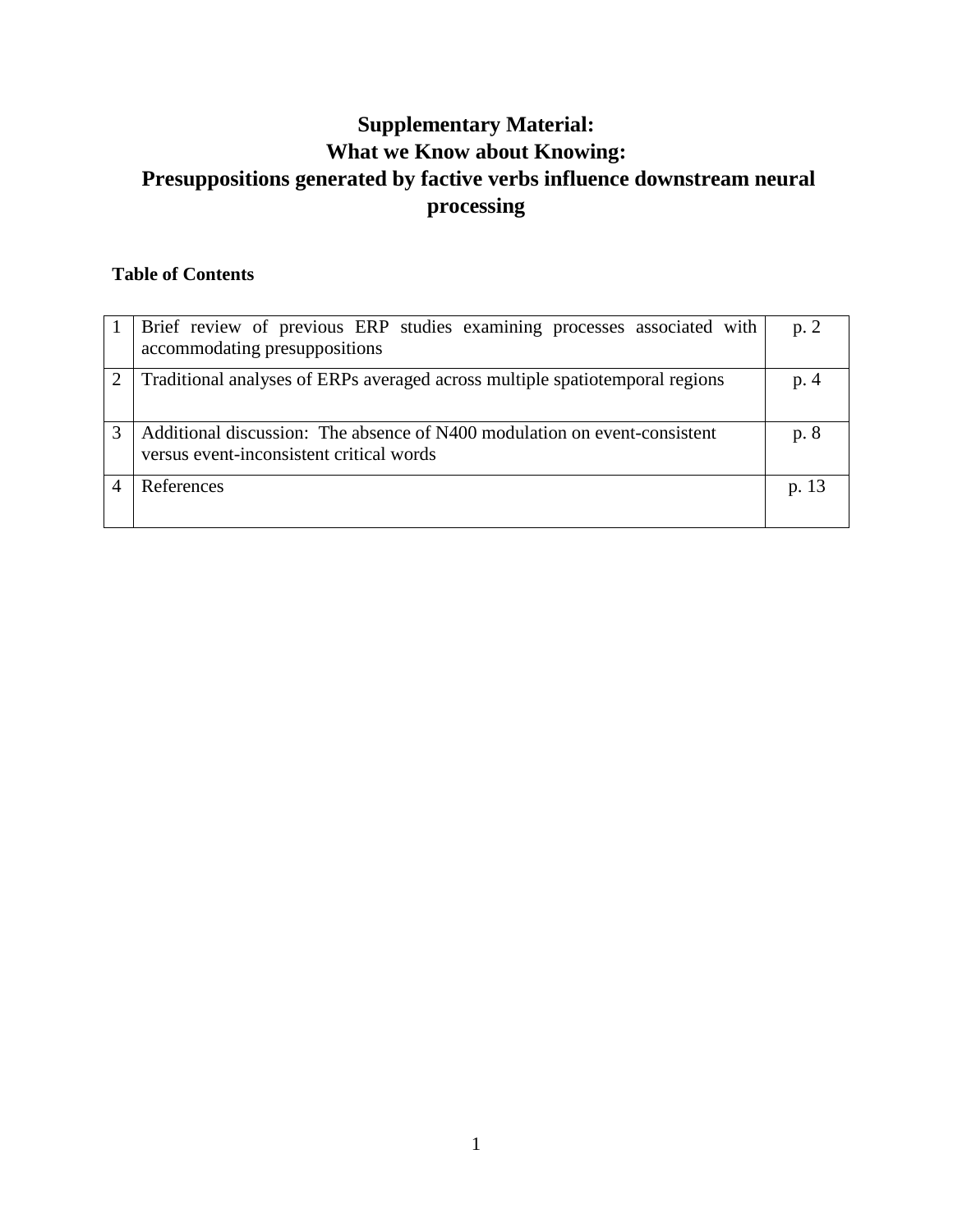# Supplementary Material:
# What we Know about Knowing:
# Presuppositions generated by factive verbs influence downstream neural processing

**Table of Contents**

| | | |
|---|---|---|
| 1 | Brief review of previous ERP studies examining processes associated with accommodating presuppositions | p. 2 |
| 2 | Traditional analyses of ERPs averaged across multiple spatiotemporal regions | p. 4 |
| 3 | Additional discussion: The absence of N400 modulation on event-consistent versus event-inconsistent critical words | p. 8 |
| 4 | References | p. 13 |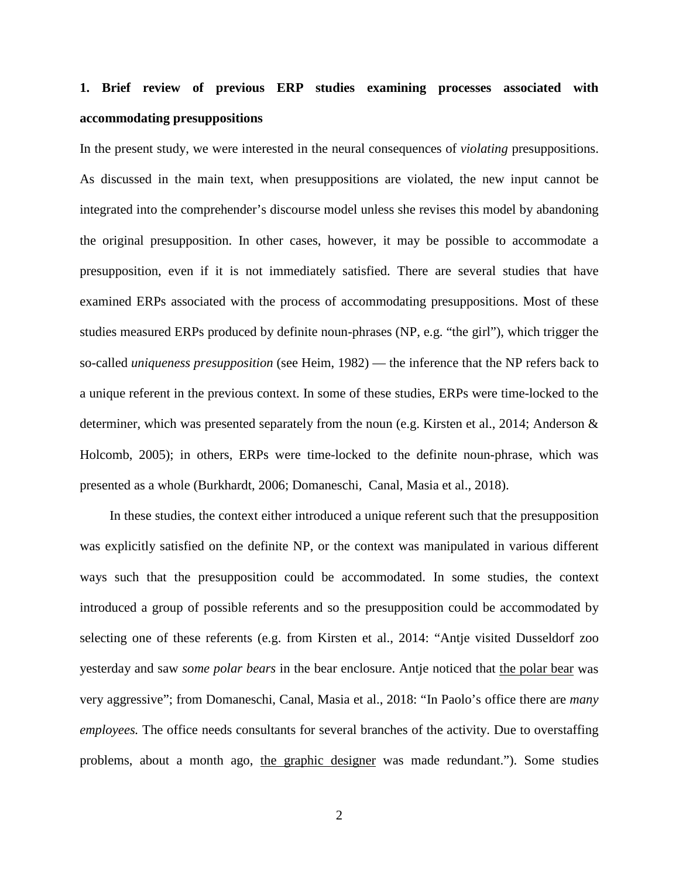## 1. Brief review of previous ERP studies examining processes associated with accommodating presuppositions

In the present study, we were interested in the neural consequences of *violating* presuppositions. As discussed in the main text, when presuppositions are violated, the new input cannot be integrated into the comprehender's discourse model unless she revises this model by abandoning the original presupposition. In other cases, however, it may be possible to accommodate a presupposition, even if it is not immediately satisfied. There are several studies that have examined ERPs associated with the process of accommodating presuppositions. Most of these studies measured ERPs produced by definite noun-phrases (NP, e.g. "the girl"), which trigger the so-called *uniqueness presupposition* (see Heim, 1982) — the inference that the NP refers back to a unique referent in the previous context. In some of these studies, ERPs were time-locked to the determiner, which was presented separately from the noun (e.g. Kirsten et al., 2014; Anderson & Holcomb, 2005); in others, ERPs were time-locked to the definite noun-phrase, which was presented as a whole (Burkhardt, 2006; Domaneschi, Canal, Masia et al., 2018).

In these studies, the context either introduced a unique referent such that the presupposition was explicitly satisfied on the definite NP, or the context was manipulated in various different ways such that the presupposition could be accommodated. In some studies, the context introduced a group of possible referents and so the presupposition could be accommodated by selecting one of these referents (e.g. from Kirsten et al., 2014: "Antje visited Dusseldorf zoo yesterday and saw *some polar bears* in the bear enclosure. Antje noticed that <u>the polar bear</u> was very aggressive"; from Domaneschi, Canal, Masia et al., 2018: "In Paolo's office there are *many employees.* The office needs consultants for several branches of the activity. Due to overstaffing problems, about a month ago, <u>the graphic designer</u> was made redundant."). Some studies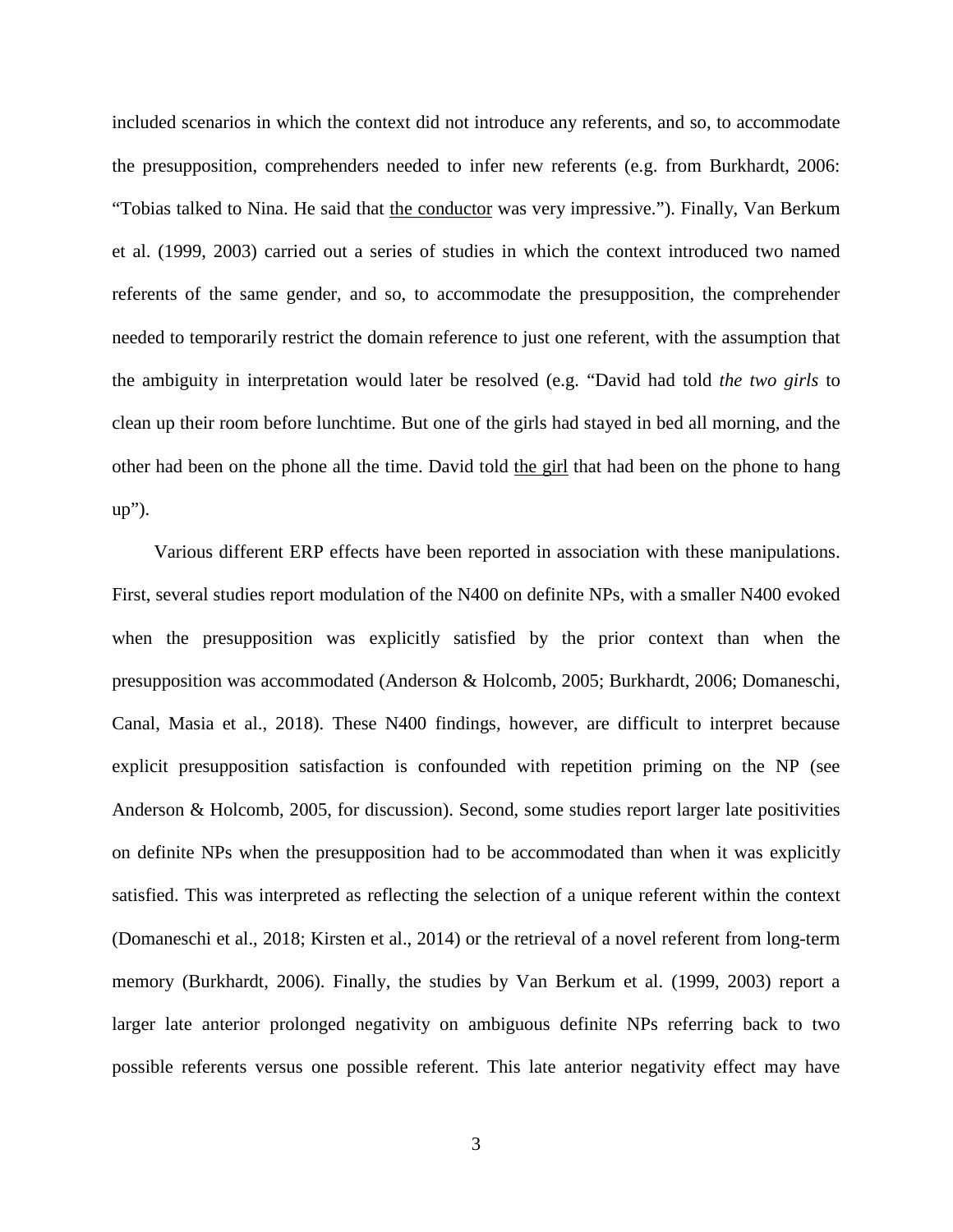included scenarios in which the context did not introduce any referents, and so, to accommodate the presupposition, comprehenders needed to infer new referents (e.g. from Burkhardt, 2006: "Tobias talked to Nina. He said that <u>the conductor</u> was very impressive."). Finally, Van Berkum et al. (1999, 2003) carried out a series of studies in which the context introduced two named referents of the same gender, and so, to accommodate the presupposition, the comprehender needed to temporarily restrict the domain reference to just one referent, with the assumption that the ambiguity in interpretation would later be resolved (e.g. "David had told *the two girls* to clean up their room before lunchtime. But one of the girls had stayed in bed all morning, and the other had been on the phone all the time. David told <u>the girl</u> that had been on the phone to hang up").

Various different ERP effects have been reported in association with these manipulations. First, several studies report modulation of the N400 on definite NPs, with a smaller N400 evoked when the presupposition was explicitly satisfied by the prior context than when the presupposition was accommodated (Anderson & Holcomb, 2005; Burkhardt, 2006; Domaneschi, Canal, Masia et al., 2018). These N400 findings, however, are difficult to interpret because explicit presupposition satisfaction is confounded with repetition priming on the NP (see Anderson & Holcomb, 2005, for discussion). Second, some studies report larger late positivities on definite NPs when the presupposition had to be accommodated than when it was explicitly satisfied. This was interpreted as reflecting the selection of a unique referent within the context (Domaneschi et al., 2018; Kirsten et al., 2014) or the retrieval of a novel referent from long-term memory (Burkhardt, 2006). Finally, the studies by Van Berkum et al. (1999, 2003) report a larger late anterior prolonged negativity on ambiguous definite NPs referring back to two possible referents versus one possible referent. This late anterior negativity effect may have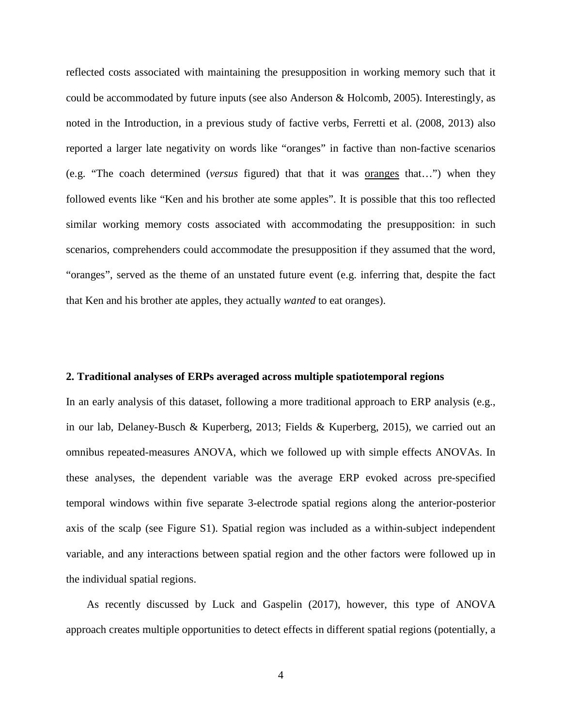reflected costs associated with maintaining the presupposition in working memory such that it could be accommodated by future inputs (see also Anderson & Holcomb, 2005). Interestingly, as noted in the Introduction, in a previous study of factive verbs, Ferretti et al. (2008, 2013) also reported a larger late negativity on words like "oranges" in factive than non-factive scenarios (e.g. "The coach determined (*versus* figured) that that it was oranges that…") when they followed events like "Ken and his brother ate some apples". It is possible that this too reflected similar working memory costs associated with accommodating the presupposition: in such scenarios, comprehenders could accommodate the presupposition if they assumed that the word, "oranges", served as the theme of an unstated future event (e.g. inferring that, despite the fact that Ken and his brother ate apples, they actually *wanted* to eat oranges).

## 2. Traditional analyses of ERPs averaged across multiple spatiotemporal regions

In an early analysis of this dataset, following a more traditional approach to ERP analysis (e.g., in our lab, Delaney-Busch & Kuperberg, 2013; Fields & Kuperberg, 2015), we carried out an omnibus repeated-measures ANOVA, which we followed up with simple effects ANOVAs. In these analyses, the dependent variable was the average ERP evoked across pre-specified temporal windows within five separate 3-electrode spatial regions along the anterior-posterior axis of the scalp (see Figure S1). Spatial region was included as a within-subject independent variable, and any interactions between spatial region and the other factors were followed up in the individual spatial regions.

As recently discussed by Luck and Gaspelin (2017), however, this type of ANOVA approach creates multiple opportunities to detect effects in different spatial regions (potentially, a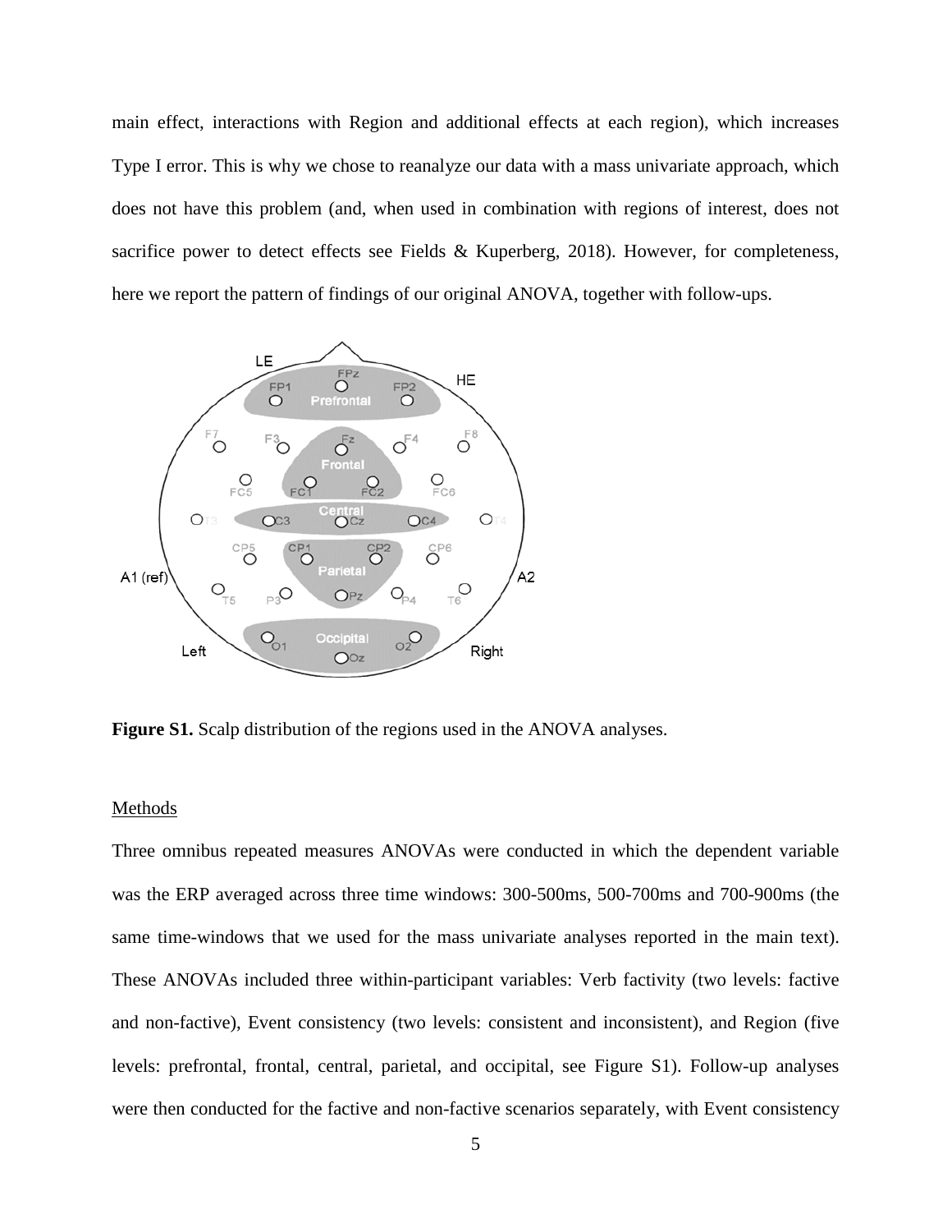main effect, interactions with Region and additional effects at each region), which increases Type I error. This is why we chose to reanalyze our data with a mass univariate approach, which does not have this problem (and, when used in combination with regions of interest, does not sacrifice power to detect effects see Fields & Kuperberg, 2018). However, for completeness, here we report the pattern of findings of our original ANOVA, together with follow-ups.

**Figure S1.** Scalp distribution of the regions used in the ANOVA analyses.

## Methods

Three omnibus repeated measures ANOVAs were conducted in which the dependent variable was the ERP averaged across three time windows: 300-500ms, 500-700ms and 700-900ms (the same time-windows that we used for the mass univariate analyses reported in the main text). These ANOVAs included three within-participant variables: Verb factivity (two levels: factive and non-factive), Event consistency (two levels: consistent and inconsistent), and Region (five levels: prefrontal, frontal, central, parietal, and occipital, see Figure S1). Follow-up analyses were then conducted for the factive and non-factive scenarios separately, with Event consistency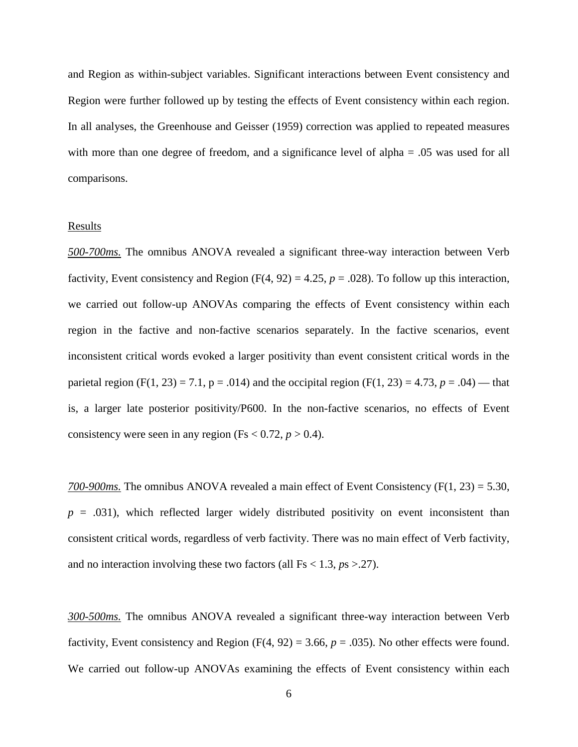and Region as within-subject variables. Significant interactions between Event consistency and Region were further followed up by testing the effects of Event consistency within each region. In all analyses, the Greenhouse and Geisser (1959) correction was applied to repeated measures with more than one degree of freedom, and a significance level of alpha = .05 was used for all comparisons.

## Results

***500-700ms.*** The omnibus ANOVA revealed a significant three-way interaction between Verb factivity, Event consistency and Region ($F(4, 92) = 4.25$, $p = .028$). To follow up this interaction, we carried out follow-up ANOVAs comparing the effects of Event consistency within each region in the factive and non-factive scenarios separately. In the factive scenarios, event inconsistent critical words evoked a larger positivity than event consistent critical words in the parietal region ($F(1, 23) = 7.1$, $p = .014$) and the occipital region ($F(1, 23) = 4.73$, $p = .04$) — that is, a larger late posterior positivity/P600. In the non-factive scenarios, no effects of Event consistency were seen in any region ($Fs < 0.72$, $p > 0.4$).

***700-900ms.*** The omnibus ANOVA revealed a main effect of Event Consistency ($F(1, 23) = 5.30$, $p = .031$), which reflected larger widely distributed positivity on event inconsistent than consistent critical words, regardless of verb factivity. There was no main effect of Verb factivity, and no interaction involving these two factors (all $Fs < 1.3$, $ps > .27$).

***300-500ms.*** The omnibus ANOVA revealed a significant three-way interaction between Verb factivity, Event consistency and Region ($F(4, 92) = 3.66$, $p = .035$). No other effects were found. We carried out follow-up ANOVAs examining the effects of Event consistency within each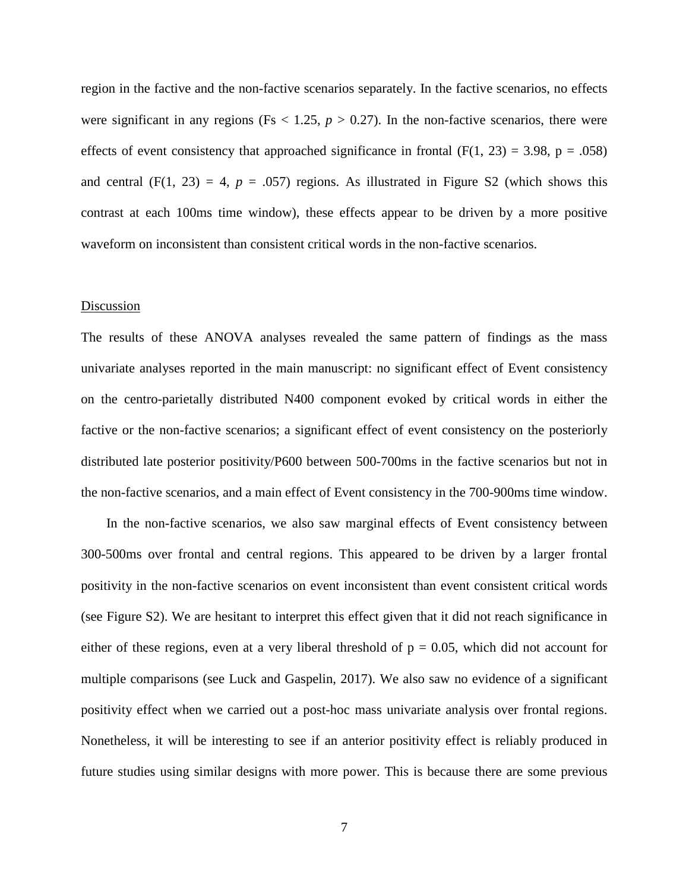region in the factive and the non-factive scenarios separately. In the factive scenarios, no effects were significant in any regions (Fs $< 1.25$, $p > 0.27$). In the non-factive scenarios, there were effects of event consistency that approached significance in frontal ($F(1, 23) = 3.98$, $p = .058$) and central ($F(1, 23) = 4$, $p = .057$) regions. As illustrated in Figure S2 (which shows this contrast at each 100ms time window), these effects appear to be driven by a more positive waveform on inconsistent than consistent critical words in the non-factive scenarios.

## Discussion

The results of these ANOVA analyses revealed the same pattern of findings as the mass univariate analyses reported in the main manuscript: no significant effect of Event consistency on the centro-parietally distributed N400 component evoked by critical words in either the factive or the non-factive scenarios; a significant effect of event consistency on the posteriorly distributed late posterior positivity/P600 between 500-700ms in the factive scenarios but not in the non-factive scenarios, and a main effect of Event consistency in the 700-900ms time window.

In the non-factive scenarios, we also saw marginal effects of Event consistency between 300-500ms over frontal and central regions. This appeared to be driven by a larger frontal positivity in the non-factive scenarios on event inconsistent than event consistent critical words (see Figure S2). We are hesitant to interpret this effect given that it did not reach significance in either of these regions, even at a very liberal threshold of $p = 0.05$, which did not account for multiple comparisons (see Luck and Gaspelin, 2017). We also saw no evidence of a significant positivity effect when we carried out a post-hoc mass univariate analysis over frontal regions. Nonetheless, it will be interesting to see if an anterior positivity effect is reliably produced in future studies using similar designs with more power. This is because there are some previous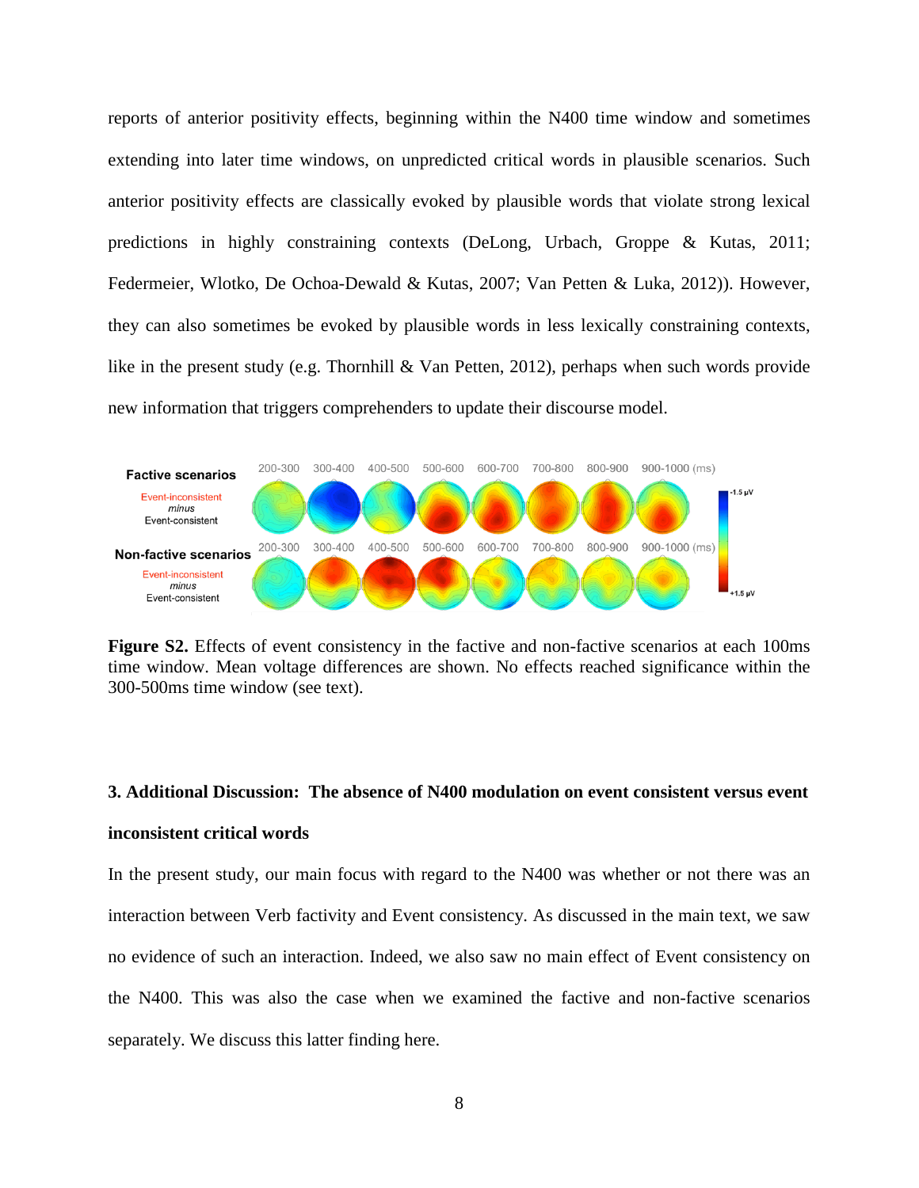reports of anterior positivity effects, beginning within the N400 time window and sometimes extending into later time windows, on unpredicted critical words in plausible scenarios. Such anterior positivity effects are classically evoked by plausible words that violate strong lexical predictions in highly constraining contexts (DeLong, Urbach, Groppe & Kutas, 2011; Federmeier, Wlotko, De Ochoa-Dewald & Kutas, 2007; Van Petten & Luka, 2012)). However, they can also sometimes be evoked by plausible words in less lexically constraining contexts, like in the present study (e.g. Thornhill & Van Petten, 2012), perhaps when such words provide new information that triggers comprehenders to update their discourse model.

**Figure S2.** Effects of event consistency in the factive and non-factive scenarios at each 100ms time window. Mean voltage differences are shown. No effects reached significance within the 300-500ms time window (see text).

### 3. Additional Discussion: The absence of N400 modulation on event consistent versus event inconsistent critical words

In the present study, our main focus with regard to the N400 was whether or not there was an interaction between Verb factivity and Event consistency. As discussed in the main text, we saw no evidence of such an interaction. Indeed, we also saw no main effect of Event consistency on the N400. This was also the case when we examined the factive and non-factive scenarios separately. We discuss this latter finding here.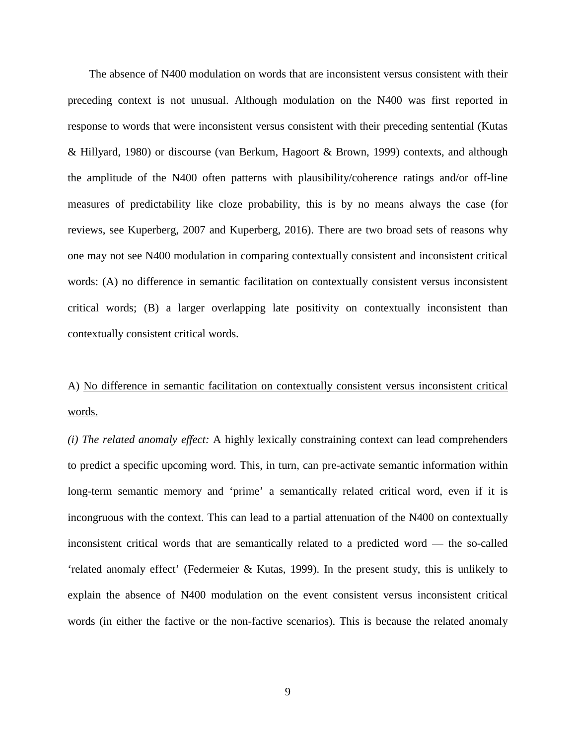The absence of N400 modulation on words that are inconsistent versus consistent with their preceding context is not unusual. Although modulation on the N400 was first reported in response to words that were inconsistent versus consistent with their preceding sentential (Kutas & Hillyard, 1980) or discourse (van Berkum, Hagoort & Brown, 1999) contexts, and although the amplitude of the N400 often patterns with plausibility/coherence ratings and/or off-line measures of predictability like cloze probability, this is by no means always the case (for reviews, see Kuperberg, 2007 and Kuperberg, 2016). There are two broad sets of reasons why one may not see N400 modulation in comparing contextually consistent and inconsistent critical words: (A) no difference in semantic facilitation on contextually consistent versus inconsistent critical words; (B) a larger overlapping late positivity on contextually inconsistent than contextually consistent critical words.

A) <u>No difference in semantic facilitation on contextually consistent versus inconsistent critical words.</u>

*(i) The related anomaly effect:* A highly lexically constraining context can lead comprehenders to predict a specific upcoming word. This, in turn, can pre-activate semantic information within long-term semantic memory and 'prime' a semantically related critical word, even if it is incongruous with the context. This can lead to a partial attenuation of the N400 on contextually inconsistent critical words that are semantically related to a predicted word — the so-called 'related anomaly effect' (Federmeier & Kutas, 1999). In the present study, this is unlikely to explain the absence of N400 modulation on the event consistent versus inconsistent critical words (in either the factive or the non-factive scenarios). This is because the related anomaly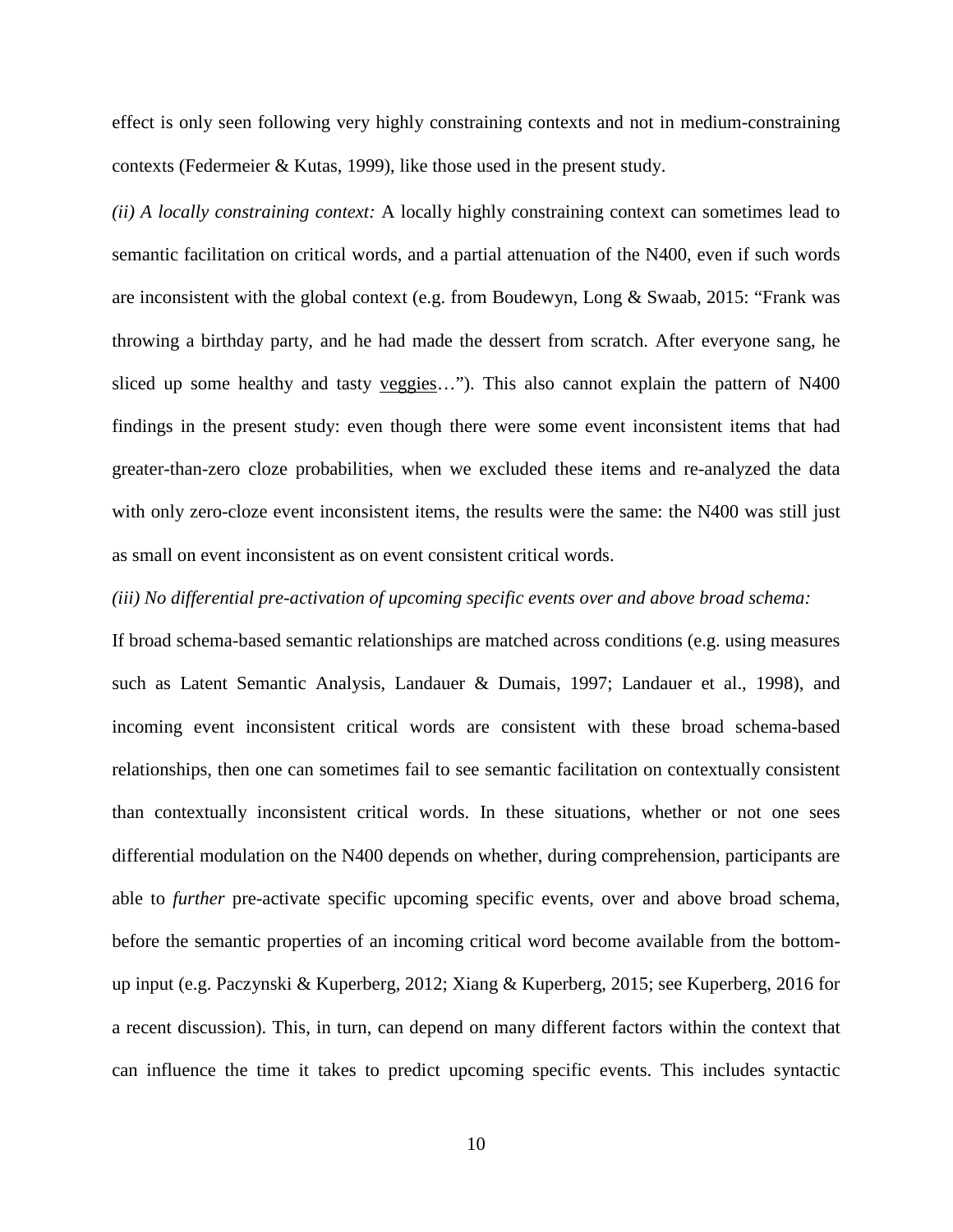effect is only seen following very highly constraining contexts and not in medium-constraining contexts (Federmeier & Kutas, 1999), like those used in the present study.

*(ii) A locally constraining context:* A locally highly constraining context can sometimes lead to semantic facilitation on critical words, and a partial attenuation of the N400, even if such words are inconsistent with the global context (e.g. from Boudewyn, Long & Swaab, 2015: "Frank was throwing a birthday party, and he had made the dessert from scratch. After everyone sang, he sliced up some healthy and tasty <u>veggies</u>…"). This also cannot explain the pattern of N400 findings in the present study: even though there were some event inconsistent items that had greater-than-zero cloze probabilities, when we excluded these items and re-analyzed the data with only zero-cloze event inconsistent items, the results were the same: the N400 was still just as small on event inconsistent as on event consistent critical words.

*(iii) No differential pre-activation of upcoming specific events over and above broad schema:* If broad schema-based semantic relationships are matched across conditions (e.g. using measures such as Latent Semantic Analysis, Landauer & Dumais, 1997; Landauer et al., 1998), and incoming event inconsistent critical words are consistent with these broad schema-based relationships, then one can sometimes fail to see semantic facilitation on contextually consistent than contextually inconsistent critical words. In these situations, whether or not one sees differential modulation on the N400 depends on whether, during comprehension, participants are able to *further* pre-activate specific upcoming specific events, over and above broad schema, before the semantic properties of an incoming critical word become available from the bottom-up input (e.g. Paczynski & Kuperberg, 2012; Xiang & Kuperberg, 2015; see Kuperberg, 2016 for a recent discussion). This, in turn, can depend on many different factors within the context that can influence the time it takes to predict upcoming specific events. This includes syntactic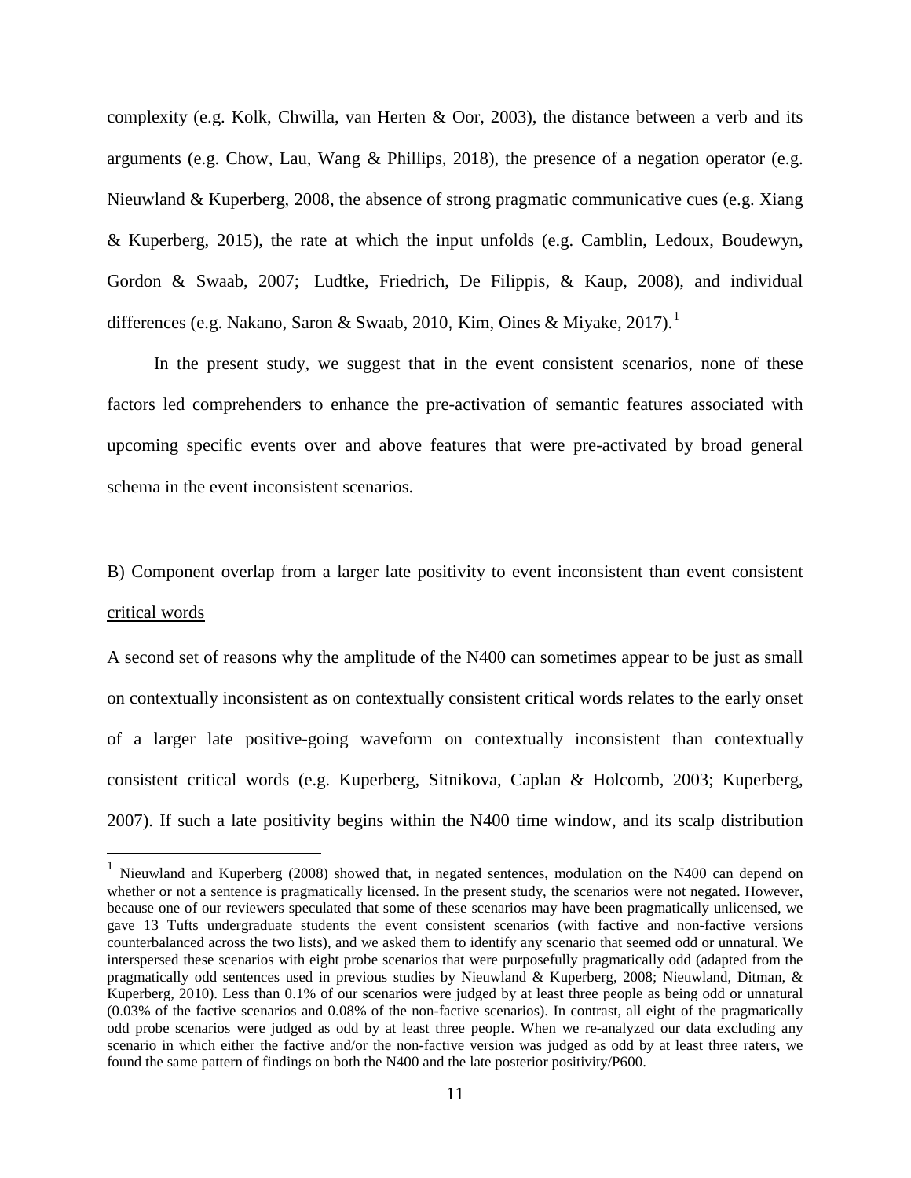complexity (e.g. Kolk, Chwilla, van Herten & Oor, 2003), the distance between a verb and its arguments (e.g. Chow, Lau, Wang & Phillips, 2018), the presence of a negation operator (e.g. Nieuwland & Kuperberg, 2008, the absence of strong pragmatic communicative cues (e.g. Xiang & Kuperberg, 2015), the rate at which the input unfolds (e.g. Camblin, Ledoux, Boudewyn, Gordon & Swaab, 2007; Ludtke, Friedrich, De Filippis, & Kaup, 2008), and individual differences (e.g. Nakano, Saron & Swaab, 2010, Kim, Oines & Miyake, 2017).[1]

In the present study, we suggest that in the event consistent scenarios, none of these factors led comprehenders to enhance the pre-activation of semantic features associated with upcoming specific events over and above features that were pre-activated by broad general schema in the event inconsistent scenarios.

<u>B) Component overlap from a larger late positivity to event inconsistent than event consistent critical words</u>

A second set of reasons why the amplitude of the N400 can sometimes appear to be just as small on contextually inconsistent as on contextually consistent critical words relates to the early onset of a larger late positive-going waveform on contextually inconsistent than contextually consistent critical words (e.g. Kuperberg, Sitnikova, Caplan & Holcomb, 2003; Kuperberg, 2007). If such a late positivity begins within the N400 time window, and its scalp distribution

[1] Nieuwland and Kuperberg (2008) showed that, in negated sentences, modulation on the N400 can depend on whether or not a sentence is pragmatically licensed. In the present study, the scenarios were not negated. However, because one of our reviewers speculated that some of these scenarios may have been pragmatically unlicensed, we gave 13 Tufts undergraduate students the event consistent scenarios (with factive and non-factive versions counterbalanced across the two lists), and we asked them to identify any scenario that seemed odd or unnatural. We interspersed these scenarios with eight probe scenarios that were purposefully pragmatically odd (adapted from the pragmatically odd sentences used in previous studies by Nieuwland & Kuperberg, 2008; Nieuwland, Ditman, & Kuperberg, 2010). Less than 0.1% of our scenarios were judged by at least three people as being odd or unnatural (0.03% of the factive scenarios and 0.08% of the non-factive scenarios). In contrast, all eight of the pragmatically odd probe scenarios were judged as odd by at least three people. When we re-analyzed our data excluding any scenario in which either the factive and/or the non-factive version was judged as odd by at least three raters, we found the same pattern of findings on both the N400 and the late posterior positivity/P600.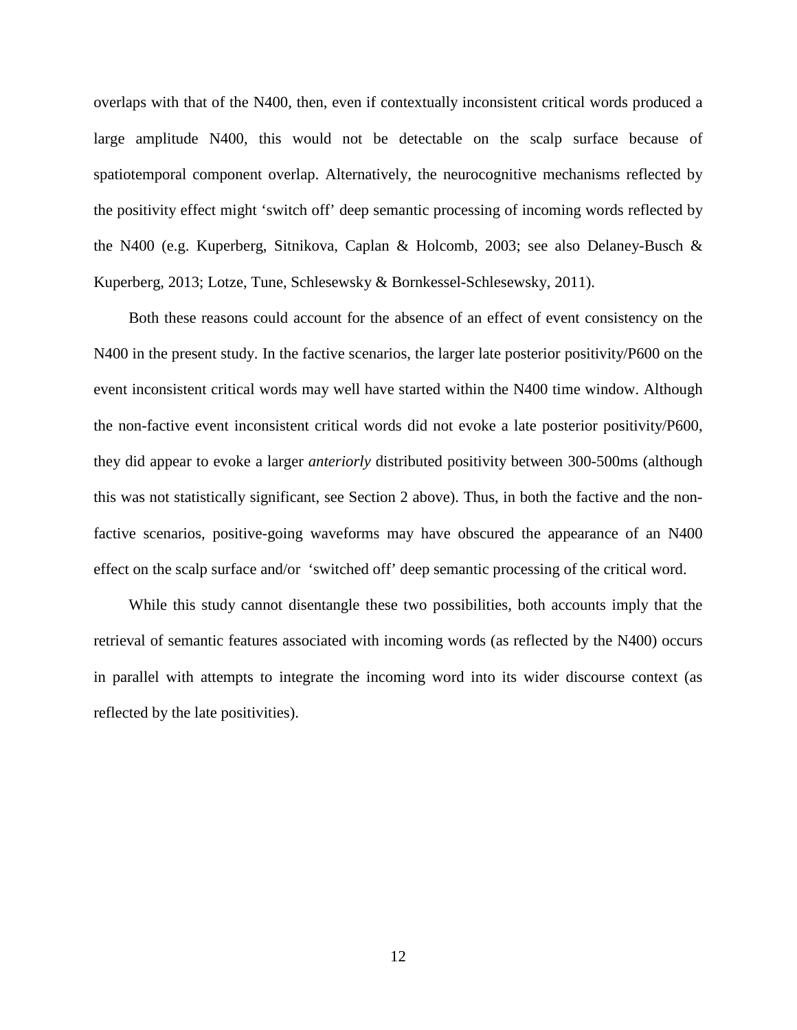overlaps with that of the N400, then, even if contextually inconsistent critical words produced a large amplitude N400, this would not be detectable on the scalp surface because of spatiotemporal component overlap. Alternatively, the neurocognitive mechanisms reflected by the positivity effect might 'switch off' deep semantic processing of incoming words reflected by the N400 (e.g. Kuperberg, Sitnikova, Caplan & Holcomb, 2003; see also Delaney-Busch & Kuperberg, 2013; Lotze, Tune, Schlesewsky & Bornkessel-Schlesewsky, 2011).

Both these reasons could account for the absence of an effect of event consistency on the N400 in the present study. In the factive scenarios, the larger late posterior positivity/P600 on the event inconsistent critical words may well have started within the N400 time window. Although the non-factive event inconsistent critical words did not evoke a late posterior positivity/P600, they did appear to evoke a larger *anteriorly* distributed positivity between 300-500ms (although this was not statistically significant, see Section 2 above). Thus, in both the factive and the non-factive scenarios, positive-going waveforms may have obscured the appearance of an N400 effect on the scalp surface and/or 'switched off' deep semantic processing of the critical word.

While this study cannot disentangle these two possibilities, both accounts imply that the retrieval of semantic features associated with incoming words (as reflected by the N400) occurs in parallel with attempts to integrate the incoming word into its wider discourse context (as reflected by the late positivities).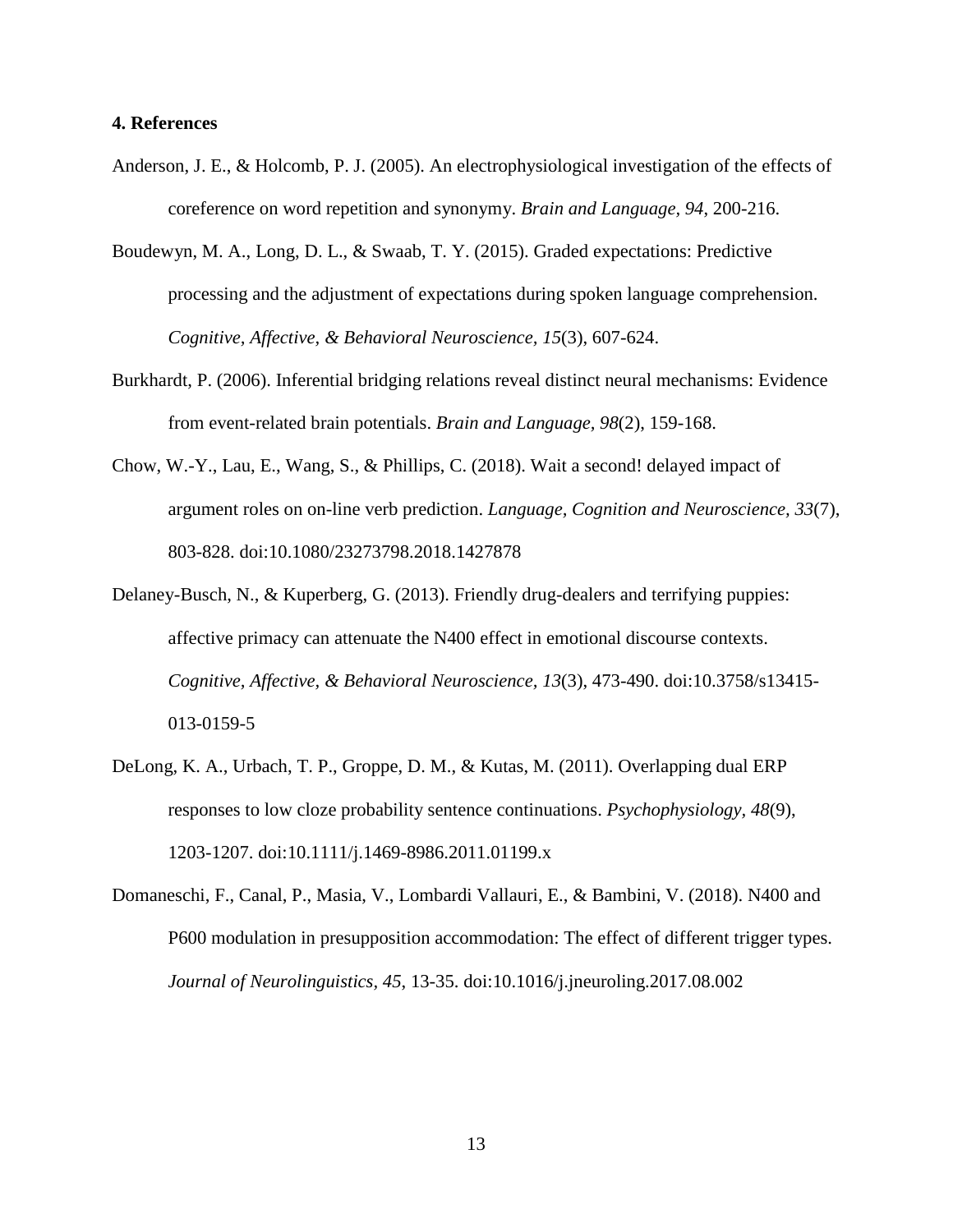## 4. References

Anderson, J. E., & Holcomb, P. J. (2005). An electrophysiological investigation of the effects of coreference on word repetition and synonymy. *Brain and Language, 94*, 200-216.

Boudewyn, M. A., Long, D. L., & Swaab, T. Y. (2015). Graded expectations: Predictive processing and the adjustment of expectations during spoken language comprehension. *Cognitive, Affective, & Behavioral Neuroscience, 15*(3), 607-624.

Burkhardt, P. (2006). Inferential bridging relations reveal distinct neural mechanisms: Evidence from event-related brain potentials. *Brain and Language, 98*(2), 159-168.

Chow, W.-Y., Lau, E., Wang, S., & Phillips, C. (2018). Wait a second! delayed impact of argument roles on on-line verb prediction. *Language, Cognition and Neuroscience, 33*(7), 803-828. doi:10.1080/23273798.2018.1427878

Delaney-Busch, N., & Kuperberg, G. (2013). Friendly drug-dealers and terrifying puppies: affective primacy can attenuate the N400 effect in emotional discourse contexts. *Cognitive, Affective, & Behavioral Neuroscience, 13*(3), 473-490. doi:10.3758/s13415-013-0159-5

DeLong, K. A., Urbach, T. P., Groppe, D. M., & Kutas, M. (2011). Overlapping dual ERP responses to low cloze probability sentence continuations. *Psychophysiology, 48*(9), 1203-1207. doi:10.1111/j.1469-8986.2011.01199.x

Domaneschi, F., Canal, P., Masia, V., Lombardi Vallauri, E., & Bambini, V. (2018). N400 and P600 modulation in presupposition accommodation: The effect of different trigger types. *Journal of Neurolinguistics, 45*, 13-35. doi:10.1016/j.jneuroling.2017.08.002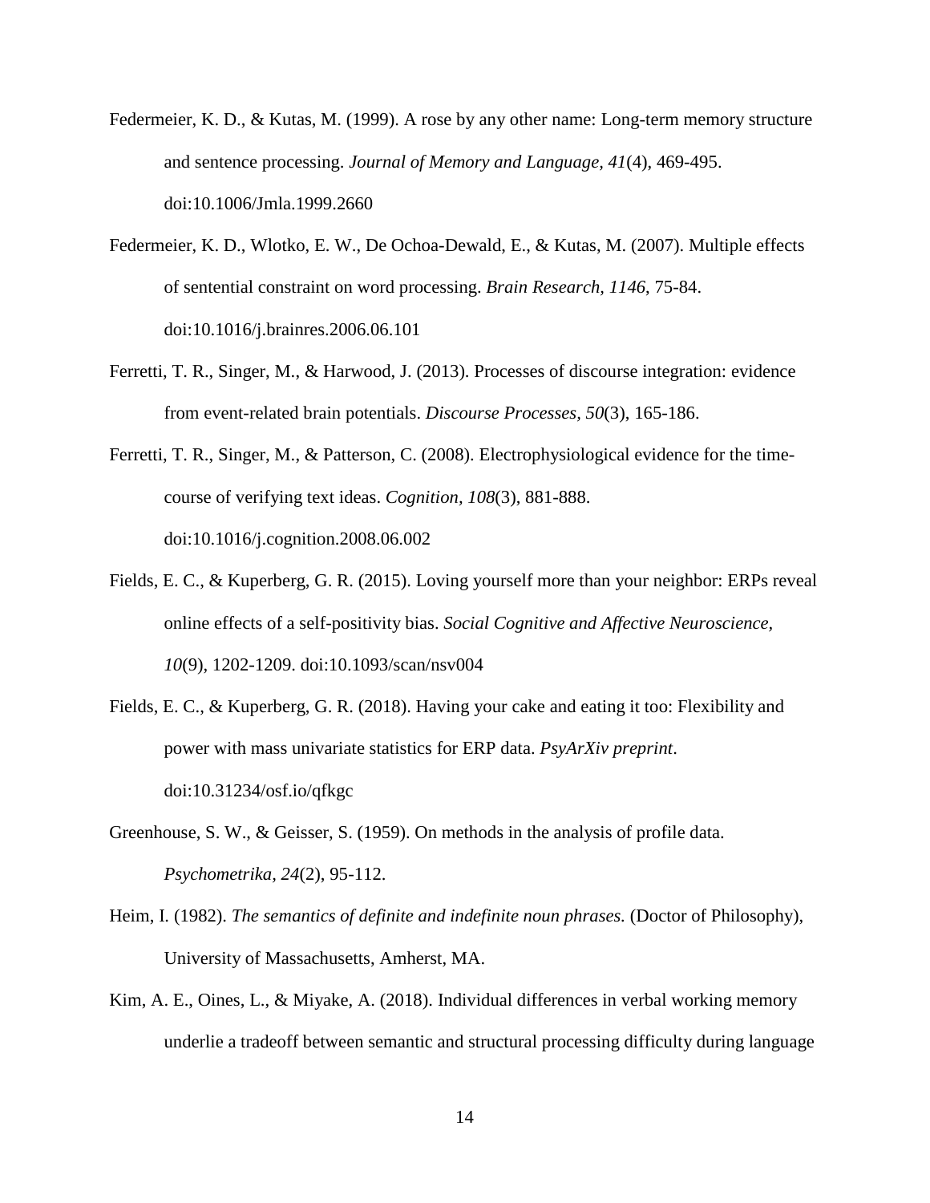Federmeier, K. D., & Kutas, M. (1999). A rose by any other name: Long-term memory structure and sentence processing. *Journal of Memory and Language, 41*(4), 469-495. doi:10.1006/Jmla.1999.2660

Federmeier, K. D., Wlotko, E. W., De Ochoa-Dewald, E., & Kutas, M. (2007). Multiple effects of sentential constraint on word processing. *Brain Research, 1146*, 75-84. doi:10.1016/j.brainres.2006.06.101

Ferretti, T. R., Singer, M., & Harwood, J. (2013). Processes of discourse integration: evidence from event-related brain potentials. *Discourse Processes, 50*(3), 165-186.

Ferretti, T. R., Singer, M., & Patterson, C. (2008). Electrophysiological evidence for the time-course of verifying text ideas. *Cognition, 108*(3), 881-888. doi:10.1016/j.cognition.2008.06.002

Fields, E. C., & Kuperberg, G. R. (2015). Loving yourself more than your neighbor: ERPs reveal online effects of a self-positivity bias. *Social Cognitive and Affective Neuroscience, 10*(9), 1202-1209. doi:10.1093/scan/nsv004

Fields, E. C., & Kuperberg, G. R. (2018). Having your cake and eating it too: Flexibility and power with mass univariate statistics for ERP data. *PsyArXiv preprint*. doi:10.31234/osf.io/qfkgc

Greenhouse, S. W., & Geisser, S. (1959). On methods in the analysis of profile data. *Psychometrika, 24*(2), 95-112.

Heim, I. (1982). *The semantics of definite and indefinite noun phrases.* (Doctor of Philosophy), University of Massachusetts, Amherst, MA.

Kim, A. E., Oines, L., & Miyake, A. (2018). Individual differences in verbal working memory underlie a tradeoff between semantic and structural processing difficulty during language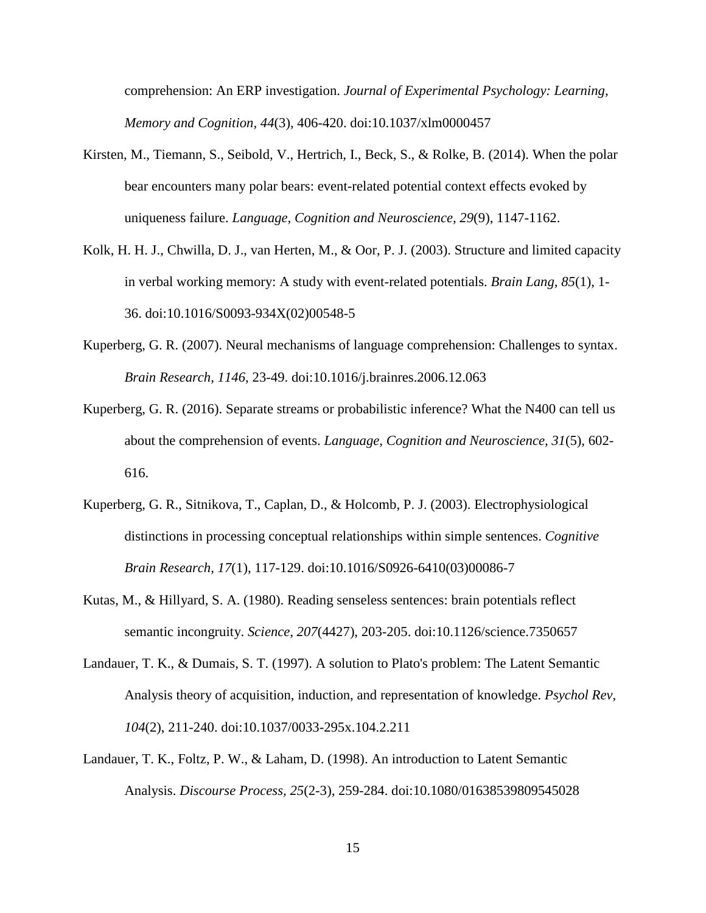comprehension: An ERP investigation. *Journal of Experimental Psychology: Learning, Memory and Cognition, 44*(3), 406-420. doi:10.1037/xlm0000457

Kirsten, M., Tiemann, S., Seibold, V., Hertrich, I., Beck, S., & Rolke, B. (2014). When the polar bear encounters many polar bears: event-related potential context effects evoked by uniqueness failure. *Language, Cognition and Neuroscience, 29*(9), 1147-1162.

Kolk, H. H. J., Chwilla, D. J., van Herten, M., & Oor, P. J. (2003). Structure and limited capacity in verbal working memory: A study with event-related potentials. *Brain Lang, 85*(1), 1-36. doi:10.1016/S0093-934X(02)00548-5

Kuperberg, G. R. (2007). Neural mechanisms of language comprehension: Challenges to syntax. *Brain Research, 1146*, 23-49. doi:10.1016/j.brainres.2006.12.063

Kuperberg, G. R. (2016). Separate streams or probabilistic inference? What the N400 can tell us about the comprehension of events. *Language, Cognition and Neuroscience, 31*(5), 602-616.

Kuperberg, G. R., Sitnikova, T., Caplan, D., & Holcomb, P. J. (2003). Electrophysiological distinctions in processing conceptual relationships within simple sentences. *Cognitive Brain Research, 17*(1), 117-129. doi:10.1016/S0926-6410(03)00086-7

Kutas, M., & Hillyard, S. A. (1980). Reading senseless sentences: brain potentials reflect semantic incongruity. *Science, 207*(4427), 203-205. doi:10.1126/science.7350657

Landauer, T. K., & Dumais, S. T. (1997). A solution to Plato's problem: The Latent Semantic Analysis theory of acquisition, induction, and representation of knowledge. *Psychol Rev, 104*(2), 211-240. doi:10.1037/0033-295x.104.2.211

Landauer, T. K., Foltz, P. W., & Laham, D. (1998). An introduction to Latent Semantic Analysis. *Discourse Process, 25*(2-3), 259-284. doi:10.1080/01638539809545028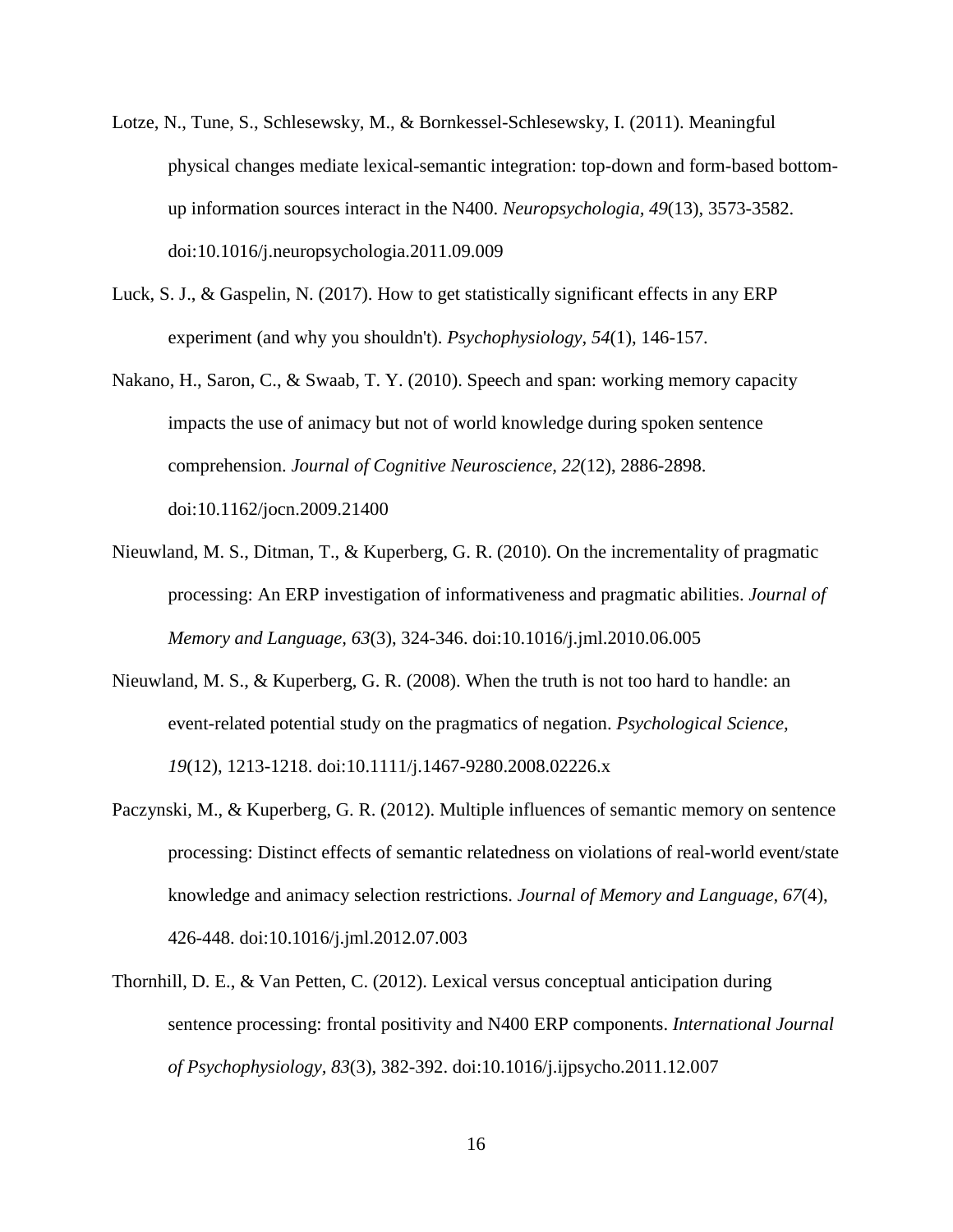Lotze, N., Tune, S., Schlesewsky, M., & Bornkessel-Schlesewsky, I. (2011). Meaningful physical changes mediate lexical-semantic integration: top-down and form-based bottom-up information sources interact in the N400. *Neuropsychologia, 49*(13), 3573-3582. doi:10.1016/j.neuropsychologia.2011.09.009

Luck, S. J., & Gaspelin, N. (2017). How to get statistically significant effects in any ERP experiment (and why you shouldn't). *Psychophysiology, 54*(1), 146-157.

Nakano, H., Saron, C., & Swaab, T. Y. (2010). Speech and span: working memory capacity impacts the use of animacy but not of world knowledge during spoken sentence comprehension. *Journal of Cognitive Neuroscience, 22*(12), 2886-2898. doi:10.1162/jocn.2009.21400

Nieuwland, M. S., Ditman, T., & Kuperberg, G. R. (2010). On the incrementality of pragmatic processing: An ERP investigation of informativeness and pragmatic abilities. *Journal of Memory and Language, 63*(3), 324-346. doi:10.1016/j.jml.2010.06.005

Nieuwland, M. S., & Kuperberg, G. R. (2008). When the truth is not too hard to handle: an event-related potential study on the pragmatics of negation. *Psychological Science, 19*(12), 1213-1218. doi:10.1111/j.1467-9280.2008.02226.x

Paczynski, M., & Kuperberg, G. R. (2012). Multiple influences of semantic memory on sentence processing: Distinct effects of semantic relatedness on violations of real-world event/state knowledge and animacy selection restrictions. *Journal of Memory and Language, 67*(4), 426-448. doi:10.1016/j.jml.2012.07.003

Thornhill, D. E., & Van Petten, C. (2012). Lexical versus conceptual anticipation during sentence processing: frontal positivity and N400 ERP components. *International Journal of Psychophysiology, 83*(3), 382-392. doi:10.1016/j.ijpsycho.2011.12.007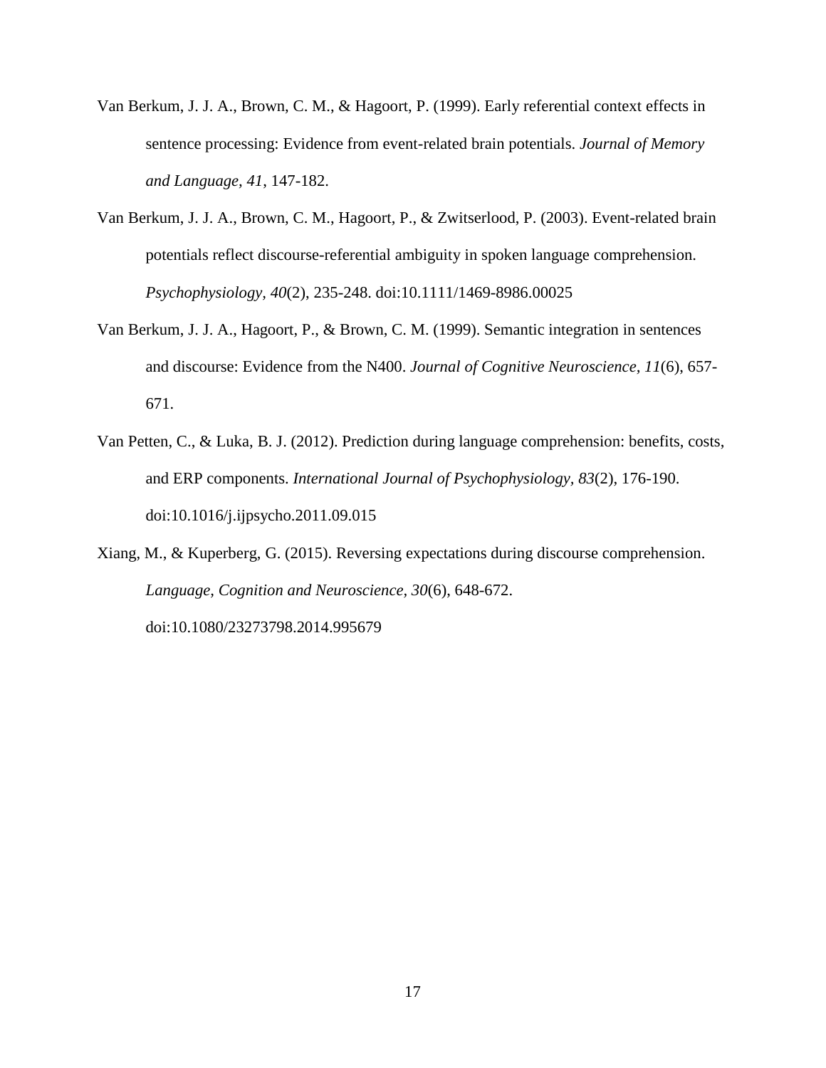Van Berkum, J. J. A., Brown, C. M., & Hagoort, P. (1999). Early referential context effects in sentence processing: Evidence from event-related brain potentials. *Journal of Memory and Language*, *41*, 147-182.

Van Berkum, J. J. A., Brown, C. M., Hagoort, P., & Zwitserlood, P. (2003). Event-related brain potentials reflect discourse-referential ambiguity in spoken language comprehension. *Psychophysiology*, *40*(2), 235-248. doi:10.1111/1469-8986.00025

Van Berkum, J. J. A., Hagoort, P., & Brown, C. M. (1999). Semantic integration in sentences and discourse: Evidence from the N400. *Journal of Cognitive Neuroscience, 11*(6), 657-671.

Van Petten, C., & Luka, B. J. (2012). Prediction during language comprehension: benefits, costs, and ERP components. *International Journal of Psychophysiology*, *83*(2), 176-190. doi:10.1016/j.ijpsycho.2011.09.015

Xiang, M., & Kuperberg, G. (2015). Reversing expectations during discourse comprehension. *Language, Cognition and Neuroscience, 30*(6), 648-672. doi:10.1080/23273798.2014.995679